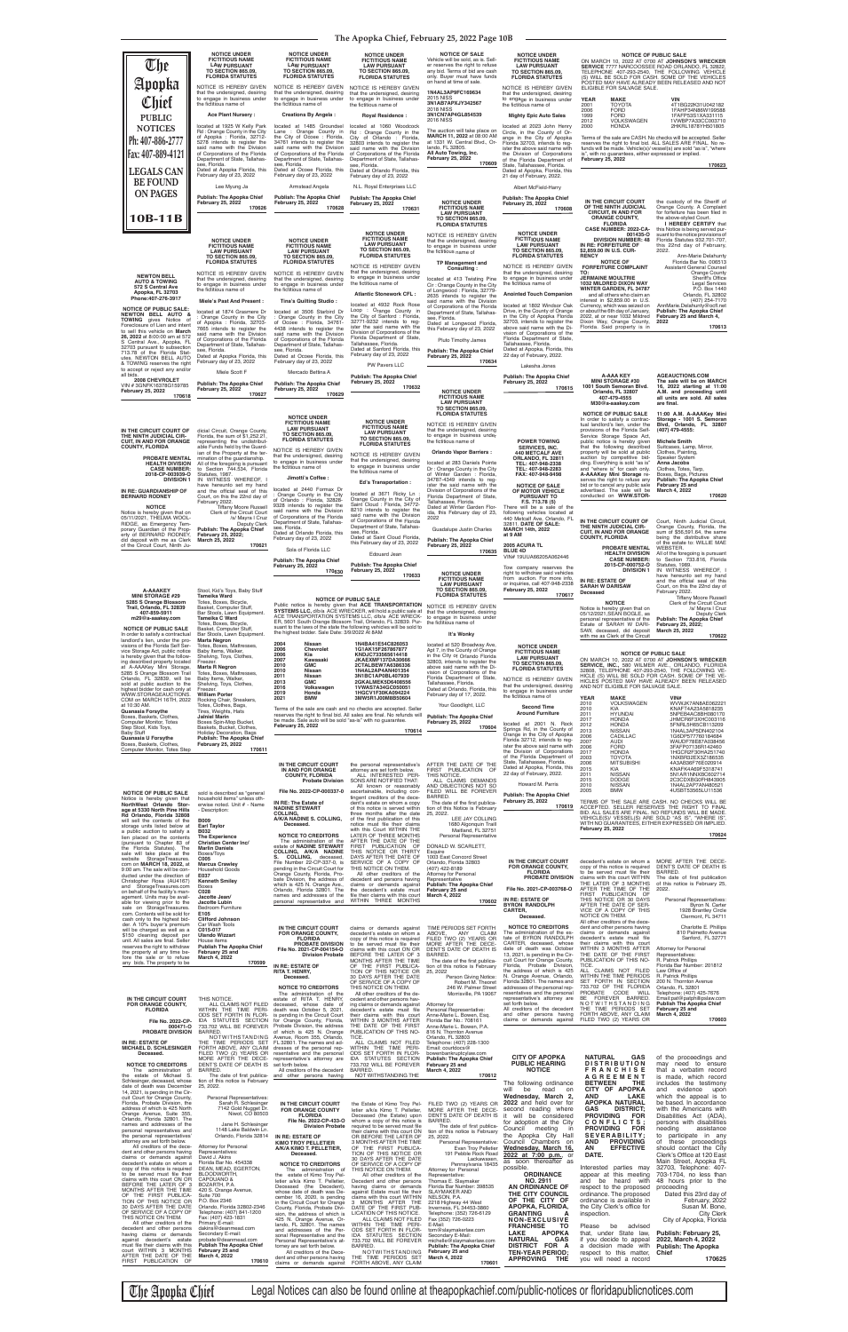# The Apopka Chief

PUBLIC NOTICES

Ph: 407-886-2777

Fax: 407-889-4121

LEGALS CAN BE FOUND ON PAGES

10B-11B

**NOTICE UNDER FICTITIOUS NAME LAW PURSUANT TO SECTION 865.09, FLORIDA STATUTES**

NOTICE IS HEREBY GIVEN that the undersigned, desiring to engage in business under the fictitious name of

**Ace Plant Nursery :**

located at 1925 W Kelly Park Rd : Orange County in the City of Apopka : Florida, 32712-5278 intends to register the said name with the Division of Corporations of the Florida Department of State, Tallahassee, Florida.
Dated at Apopka Florida, this February day of 23, 2022

Lee Myung Ja

**Publish: The Apopka Chief February 25, 2022**
**170626**

**NOTICE UNDER FICTITIOUS NAME LAW PURSUANT TO SECTION 865.09, FLORIDA STATUTES**

NOTICE IS HEREBY GIVEN that the undersigned, desiring to engage in business under the fictitious name of

**Creations By Angela :**

located at 1485 Groundsel Lane : Orange County in the City of Ocoee : Florida, 34761 intends to register the said name with the Division of Corporations of the Florida Department of State, Tallahassee, Florida.
Dated at Ocoee Florida, this February day of 23, 2022

Armstead Angela

**Publish: The Apopka Chief February 25, 2022**
**170628**

**NOTICE UNDER FICTITIOUS NAME LAW PURSUANT TO SECTION 865.09, FLORIDA STATUTES**

NOTICE IS HEREBY GIVEN that the undersigned, desiring to engage in business under the fictitious name of

**Royal Residence :**

located at 1060 Woodcock Rd : Orange County in the City of Orlando : Florida, 32803 intends to register the said name with the Division of Corporations of the Florida Department of State, Tallahassee, Florida.
Dated at Orlando Florida, this February day of 23, 2022

N.L. Royal Enterprises LLC

**Publish: The Apopka Chief February 25, 2022**
**170631**

**NOTICE OF PUBLIC SALE**

Vehicle will be sold as is. Seller reserves the right to refuse any bid. Terms of bid are cash only. Buyer must have funds on hand at time of sale.

**1N4AL3AP9FC169634**
**2015 NISS**
**3N1AB7AP4JY342567**
**2018 NISS**
**3N1CN7AP4GL854539**
**2016 NISS**

The auction will take place on **MARCH 11, 2022** at 08:00 AM at 1331 W. Central Blvd., Orlando, FL 32805.
**All Auto Towing, Inc.**
**February 25, 2022**
**170609**

**NOTICE UNDER FICTITIOUS NAME LAW PURSUANT TO SECTION 865.09, FLORIDA STATUTES**

NOTICE IS HEREBY GIVEN that the undersigned, desiring to engage in business under the fictitious name of

**Mighty Epic Auto Sales**

located at 2023 John Henry Circle, in the County of Orange in the City of Apopka Florida 32703, intends to register the above said name with the Division of Corporations of the Florida Department of State, Tallahassee, Florida.
Dated at Apopka, Florida, this 21 day of February, 2022.

Albert McField-Harry

**Publish: The Apopka Chief February 25, 2022**
**170608**

**NOTICE OF PUBLIC SALE**

ON MARCH 10, 2022 AT 0700 AT **JOHNSON'S WRECKER SERVICE** 7777 NARCOOSSEE ROAD ORLANDO, FL 32822, TELEPHONE 407-293-2540, THE FOLLOWING VEHICLE (S) WILL BE SOLD FOR CASH. SOME OF THE VEHICLES POSTED MAY HAVE ALREADY BEEN RELEASED AND NOT ELIGIBLE FOR SALVAGE SALE.

| YEAR | MAKE | VIN |
|---|---|---|
| 2001 | TOYOTA | 4T1BG22K01U042182 |
| 2006 | FORD | 1FAHP34N86W159588 |
| 1999 | FORD | 1FAFP53S1XA331115 |
| 2012 | VOLKSWAGEN | 1VWBP7A33CC003710 |
| 2000 | HONDA | 2HKRL1876YH501805 |

Terms of the sale are CASH. No checks will be accepted. Seller reserves the right to final bid. ALL SALES ARE FINAL. No refunds will be made. Vehicle(s)/ vessel(s) are sold "as is", "where is", with no guarantees, either expressed or implied.
**February 25, 2022**
**170623**

**NEWTON BELL AUTO & TOWING**
**572 S Central Ave**
**Apopka, FL 32703**
**Phone:407-276-3917**

**NOTICE OF PUBLIC SALE: NEWTON BELL AUTO & TOWING** gives Notice of Foreclosure of Lien and intent to sell this vehicle on **March 26, 2022** at 8:00:00 am at 572 S Central Ave., Apopka, FL 32703 pursuant to subsection 713.78 of the Florida Statutes. NEWTON BELL AUTO & TOWING reserves the right to accept or reject any and/or all bids.
**2008 CHEVROLET**
VIN # 3GNFK16378G159785
**February 25, 2022**
**170618**

**NOTICE UNDER FICTITIOUS NAME LAW PURSUANT TO SECTION 865.09, FLORIDA STATUTES**

NOTICE IS HEREBY GIVEN that the undersigned, desiring to engage in business under the fictitious name of

**Miele's Past And Present :**

located at 1874 Grasmere Dr : Orange County in the City of Apopka : Florida, 32703-7665 intends to register the said name with the Division of Corporations of the Florida Department of State, Tallahassee, Florida.
Dated at Apopka Florida, this February day of 23, 2022

Miele Scott F

**Publish: The Apopka Chief February 25, 2022**
**170627**

**NOTICE UNDER FICTITIOUS NAME LAW PURSUANT TO SECTION 865.09, FLORIDA STATUTES**

NOTICE IS HEREBY GIVEN that the undersigned, desiring to engage in business under the fictitious name of

**Tina's Quilting Studio :**

located at 3006 Starbird Dr : Orange County in the City of Ocoee : Florida, 34761-4438 intends to register the said name with the Division of Corporations of the Florida Department of State, Tallahassee, Florida.
Dated at Ocoee Florida, this February day of 23, 2022

Mercado Bettina A

**Publish: The Apopka Chief February 25, 2022**
**170629**

**NOTICE UNDER FICTITIOUS NAME LAW PURSUANT TO SECTION 865.09, FLORIDA STATUTES**

NOTICE IS HEREBY GIVEN that the undersigned, desiring to engage in business under the fictitious name of

**Atlantic Stonework CFL :**

located at 4932 Rock Rose Loop : Orange County in the City of Sanford : Florida, 32771-8232 intends to register the said name with the Division of Corporations of the Florida Department of State, Tallahassee, Florida.
Dated at Sanford Florida, this February day of 23, 2022

PW Pavers LLC

**Publish: The Apopka Chief February 25, 2022**
**170632**

**NOTICE UNDER FICTITIOUS NAME LAW PURSUANT TO SECTION 865.09, FLORIDA STATUTES**

NOTICE IS HEREBY GIVEN that the undersigned, desiring to engage in business under the fictitious name of

**TP Management and Consulting :**

located at 413 Twisting Pine Cir : Orange County in the City of Longwood : Florida, 32779-2635 intends to register the said name with the Division of Corporations of the Florida Department of State, Tallahassee, Florida.
Dated at Longwood Florida, this February day of 23, 2022

Pluto Timothy James

**Publish: The Apopka Chief February 25, 2022**
**170634**

**NOTICE UNDER FICTITIOUS NAME LAW PURSUANT TO SECTION 865.09, FLORIDA STATUTES**

NOTICE IS HEREBY GIVEN that the undersigned, desiring to engage in business under the fictitious name of

**Anointed Touch Companion**

located at 1802 Windsor Oak Drive, in the County of Orange in the City of Apopka Florida 32703, intends to register the above said name with the Division of Corporations of the Florida Department of State, Tallahassee, Florida.
Dated at Apopka, Florida, this 22 day of February, 2022.

Lakesha Jones

**Publish: The Apopka Chief February 25, 2022**
**170615**

**IN THE CIRCUIT COURT OF THE NINTH JUDICIAL CIRCUIT, IN AND FOR ORANGE COUNTY, FLORIDA**
**CASE NUMBER: 2022-CA-001439-O**
**DIVISION NUMBER: 48**
**IN RE: FORFEITURE OF $2,859.00 IN U.S. CURRENCY**

**NOTICE OF FORFEITURE COMPLAINT**

**TO: JERMAINE MOULTRIE 1032 MILDRED DIXON WAY WINTER GARDEN, FL 34787**

and all others who claim an interest in $2,859.00 in U.S. Currency, which was seized on or about the 6th day of January, 2022, at or near 1032 Mildred Dixon Way, Orange County, Florida. Said property is in the custody of the Sheriff of Orange County. A Complaint for forfeiture has been filed in the above-styled Court.

**I HEREBY CERTIFY** that this Notice is being served pursuant to the notice provisions of Florida Statutes 932.701-707, this 22nd day of February, 2022.

Ann-Marie Delahunty
Florida Bar No. 006513
Assistant General Counsel
Orange County
Sheriff's Office
Legal Services
P.O. Box 1440
Orlando, FL 32802
(407) 254-7170
AnnMarie.Delahunty@ocfl.net
**Publish: The Apopka Chief February 25 and March 4, 2022**
**170613**

**IN THE CIRCUIT COURT OF THE NINTH JUDICIAL CIRCUIT, IN AND FOR ORANGE COUNTY, FLORIDA**

**PROBATE MENTAL HEALTH DIVISION CASE NUMBER: 2018-CP-003939-O DIVISION 1**

**IN RE: GUARDIANSHIP OF BERNARD RODNEY**

**NOTICE**

Notice is hereby given that on 05/11/2021, THELMA WOOLRIDGE, as Emergency Temporary Guardian of the Property of BERNARD RODNEY, did deposit with me as Clerk of the Circuit Court, Ninth Judicial Circuit, Orange County, Florida, the sum of $1,252.21, representing the undistributable Funds held by the Guardian of the Property at the termination of the guardianship. All of the foregoing is pursuant to Section 744.534, Florida Statutes, 1987.

IN WITNESS WHEREOF, I have hereunto set my hand and the official seal of this Court, on this the 22nd day of February 2022.

Tiffany Moore Russell
Clerk of the Circuit Court
/s/ Mayra I Cruz
Deputy Clerk
**Publish: The Apopka Chief February 25, 2022; March 25, 2022**
**170621**

**NOTICE UNDER FICTITIOUS NAME LAW PURSUANT TO SECTION 865.09, FLORIDA STATUTES**

NOTICE IS HEREBY GIVEN that the undersigned, desiring to engage in business under the fictitious name of

**Jimotti's Coffee :**

located at 2440 Formax Dr : Orange County in the City of Orlando : Florida, 32828-8228 intends to register the said name with the Division of Corporations of the Florida Department of State, Tallahassee, Florida.
Dated at Orlando Florida, this February day of 23, 2022

Sola of Florida LLC

**Publish: The Apopka Chief February 25, 2022**
**170630**

**NOTICE UNDER FICTITIOUS NAME LAW PURSUANT TO SECTION 865.09, FLORIDA STATUTES**

NOTICE IS HEREBY GIVEN that the undersigned, desiring to engage in business under the fictitious name of

**Ed's Transportation :**

located at 3671 Ricky Ln : Orange County in the City of Saint Cloud : Florida, 34772-7246 intends to register the said name with the Division of Corporations of the Florida Department of State, Tallahassee, Florida.
Dated at Saint Cloud Florida, this February day of 23, 2022

Edouard Jean

**Publish: The Apopka Chief February 25, 2022**
**170633**

**NOTICE UNDER FICTITIOUS NAME LAW PURSUANT TO SECTION 865.09, FLORIDA STATUTES**

NOTICE IS HEREBY GIVEN that the undersigned, desiring to engage in business under the fictitious name of

**Orlando Vapor Barriers :**

located at 283 Daniels Pointe Dr : Orange County in the City of Winter Garden : Florida, 34787-4049 intends to register the said name with the Division of Corporations of the Florida Department of State, Tallahassee, Florida.
Dated at Winter Garden Florida, this February day of 23, 2022

Guadalupe Justin Charles

**Publish: The Apopka Chief February 25, 2022**
**170635**

**POWER TOWING SERVICES, INC.**
**440 METCALF AVE ORLANDO, FL 32811**
**TEL: 407-948-2338**
**TEL: 407-948-2283**
**FAX: 407-948-8458**

**NOTICE OF SALE OF MOTOR VEHICLE PURSUANT TO F.S. 713.78 (5)**

There will be a sale of the following vehicles located at 440 Metcalf Ave, Orlando, FL 32811. **DATE OF SALE: MARCH 14th, 2022 at 9 AM**

**2005 ACURA TL BLUE 4D**
VIN# 19UUA66205A062446

Tow company reserves the right to withdraw said vehicles from auction. For more info, or inquiries, call 407-948-2338
**February 25, 2022**
**170617**

**A-AAAA KEY MINI STORAGE #30**
**1001 South Semoran Blvd. Orlando, FL 32807**
**407-479-4555**
**M30@a-aaakey.com**

**AGEAUCTIONS.COM**
**The sale will be on MARCH 16, 2022 starting at 11:00 A.M. and proceeding until all units are sold. All sales are final.**

**NOTICE OF PUBLIC SALE** In order to satisfy a contractual landlord's lien, under the provisions of the Florida Self-Service Storage Space Act, public notice is hereby given that the following described property will be sold at public auction by competitive bidding. Everything is sold "as is" and "where is" for cash only. **A-AAAKey Mini Storage** reserves the right to refuse any bid or to cancel any public sale advertised. The sale will be conducted on **WWW.STOR-**

**11:00 A.M. A-AAAKey Mini Storage - 1001 S. Semoran Blvd, Orlando, FL 32807 (407) 479-4555:**

**Michele Smith**
Suitcases, Lamp, Mirror, Clothes, Painting, Speaker System
**Anna Jacobs**
Clothes, Totes, Tarp, Boxes, Bags, Pictures
**Publish: The Apopka Chief February 25 and March 4, 2022**
**170620**

**A-AAAKEY MINI STORAGE #29**
**5285 S Orange Blossom Trail, Orlando, FL 32839**
**407-859-5911**
**m29@a-aaakey.com**

**NOTICE OF PUBLIC SALE** In order to satisfy a contractual landlord's lien, under the provisions of the Florida Self Service Storage Act, public notice is hereby given that the following described property located at A-AAAKey Mini Storage, 5285 S Orange Blossom Trail Orlando, FL 32839, will be sold at public auction to the highest bidder for cash only at WWW.STORAGEAUCTIONS.COM on MARCH 16TH, 2022 at 10:30 AM.
**Quanasia Forsythe**
Boxes, Baskets, Clothes, Computer Monitor, Totes Step Stool, Kids Toys, Baby Stuff
**Quanasia U Forsythe**
Boxes, Baskets, Clothes, Computer Monitor, Totes Step Stool, Kid's Toys, Baby Stuff
**Tameika Ward**
Totes, Boxes, Bicycle, Basket, Computer Stuff, Bar Stools, Lawn Equipment.
**Tameica C Ward**
Totes, Boxes, Bicycle, Basket, Computer Stuff, Bar Stools, Lawn Equipment.
**Marta Negron**
Totes, Boxes, Mattresses, Baby Items, Walker, Shelving, Toys, Clothes, Freezer.
**Marta R Negron**
Totes, Boxes, Mattresses, Baby Items, Walker, Shelving, Toys, Clothes, Freezer.
**William Porter**
Rocking Chair, Sneakers, Totes, Clothes, Bags, Tires, Weights, Hats
**Jaimel Marin**
Boxes Spin-Mop Bucket, Baskets Bucket, Clothes, Holiday Decoration, Bags
**Publish: The Apopka Chief February 25 and March 4, 2022**
**170611**

**NOTICE OF PUBLIC SALE**

Public notice is hereby given that **ACE TRANSPORTATION SYSTEMS LLC**, d/b/a ACE WRECKER, will hold a public sale at ACE TRANSPORTATION SYSTEMS LLC, d/b/a ACE WRECKER, 5601 South Orange Blossom Trail, Orlando, FL 32809. Pursuant to the laws of the state the following vehicles will be sold to the highest bidder. Sale Date: 3/9/2022 at 9:00 AM.

| YEAR | MAKE | VIN |
|---|---|---|
| 2004 | Nissan | 1N4BA41E54C826053 |
| 2005 | Chevrolet | 1G1AK15F267867877 |
| 2006 | Kia | KNDJC733365514418 |
| 2007 | Kawasaki | JKAEXMF137DA30686 |
| 2010 | GMC | 2CTALBEW7A6386336 |
| 2010 | Nissan | 1N4AL2AP4AN401354 |
| 2011 | Nissan | 3N1BC1AP5BL407939 |
| 2013 | GMC | 2GKALMEK5D6408555 |
| 2016 | Volkswagen | 1VWAS7A34GC050051 |
| 2019 | Honda | 1HGCV1F30KA064224 |
| 2021 | BMW | 3MW5R1J00M8B50604 |

Terms of the sale are cash and no checks are accepted. Seller reserves the right to final bid. All sales are final. No refunds will be made. Sale auto will be sold "as-is" with no guarantee.
**February 25, 2022**
**170614**

**NOTICE UNDER FICTITIOUS NAME LAW PURSUANT TO SECTION 865.09, FLORIDA STATUTES**

NOTICE IS HEREBY GIVEN that the undersigned, desiring to engage in business under the fictitious name of

**It's Wonky**

located at 520 Broadway Ave, Apt 7, in the County of Orange in the City of Orlando Florida 32803, intends to register the above said name with the Division of Corporations of the Florida Department of State, Tallahassee, Florida.
Dated at Orlando, Florida, this February day of 17, 2022.

Your Goodlight, LLC

**Publish: The Apopka Chief February 25, 2022**
**170604**

**NOTICE UNDER FICTITIOUS NAME LAW PURSUANT TO SECTION 865.09, FLORIDA STATUTES**

NOTICE IS HEREBY GIVEN that the undersigned, desiring to engage in business under the fictitious name of

**Second Time Around Furniture**

located at 2001 N. Rock Springs Rd, in the County of Orange in the City of Apopka Florida 32712, intends to register the above said name with the Division of Corporations of the Florida Department of State, Tallahassee, Florida.
Dated at Apopka, Florida, this 22 day of February, 2022.

Howard M. Parris

**Publish: The Apopka Chief February 25, 2022**
**170619**

**IN THE CIRCUIT COURT OF THE NINTH JUDICIAL CIRCUIT, IN AND FOR ORANGE COUNTY, FLORIDA**

**PROBATE MENTAL HEALTH DIVISION CASE NUMBER: 2015-CP-000752-O DIVISION 1**

**IN RE: ESTATE OF SARAH W DARISAW Deceased**

**NOTICE**

Notice is hereby given that on 05/12/2021, SEAN BOGLE, as personal representative of the Estate of SARAH W DARISAW, deceased, did deposit with me as Clerk of the Circuit Court, Ninth Judicial Circuit, Orange County, Florida, the sum of $36,591.64, the same being the distributive share of the estate to WILLIE MAE WEBSTER.

All of the foregoing is pursuant to Section 733.816, Florida Statutes, 1989.

IN WITNESS WHEREOF, I have hereunto set my hand and the official seal of this Court, on this the 22nd day of February 2022.

Tiffany Moore Russell
Clerk of the Circuit Court
/s/ Mayra I Cruz
Deputy Clerk
**Publish: The Apopka Chief February 25, 2022; March 25, 2022**
**170622**

**NOTICE OF PUBLIC SALE**

ON MARCH 10, 2022 AT 0700 AT **JOHNSON'S WRECKER SERVICE, INC.**, 580 WILMER AVE., ORLANDO, FLORIDA 32808, TELEPHONE 407-293-2540, THE FOLLOWING VEHICLE (S) WILL BE SOLD FOR CASH. SOME OF THE VEHICLES POSTED MAY HAVE ALREADY BEEN RELEASED AND NOT ELIGIBLE FOR SALVAGE SALE.

| YEAR | MAKE | VIN# |
|---|---|---|
| 2010 | VOLKSWAGEN | WVWJK7AN8AE062221 |
| 2010 | KIA | KNAFT4A22A5818235 |
| 2011 | HYUNDAI | 5NPEB4AC6BH080170 |
| 2017 | HONDA | JHMCR6F36KC003316 |
| 2012 | HONDA | 5FNRL5H95CB113209 |
| 2013 | NISSAN | 1N4AL3AP8DN452104 |
| 2006 | CADILLAC | 1G6DP577760164684 |
| 2007 | AUDI | WAUDF78E87A038456 |
| 2006 | FORD | 3FAFP07136R142460 |
| 2017 | HONDA | 1HGCR2F30HA251740 |
| 2003 | TOYOTA | 1NXBR32EX3Z186326 |
| 2006 | MITSUBISHI | 4A3AB36F76E020314 |
| 2015 | KIA | KNAFK4A66F5318741 |
| 2011 | NISSAN | 3N1AR1NNXBC602714 |
| 2015 | DODGE | 2C3CDXBG0FH843905 |
| 2010 | NISSAN | 1N4AL2AP7AN480521 |
| 2005 | BMW | 4USBT33565LU11536 |

TERMS OF THE SALE ARE CASH. NO CHECKS WILL BE ACCEPTED. SELLER RESERVES THE RIGHT TO FINAL BID. ALL SALES ARE FINAL. NO REFUNDS WILL BE MADE. VEHICLE(S)/ VESSEL(S) ARE SOLD "AS IS", "WHERE IS", WITH NO GUARANTEES, EITHER EXPRESSED OR IMPLIED.
**February 25, 2022**
**170624**

**NOTICE OF PUBLIC SALE**

Notice is hereby given that **NorthWest Orlando Storage at 5330 North Pine Hills Rd Orlando, Florida 32808** will sell the contents of the storage units listed below at a public auction to satisfy a lien placed on the contents (pursuant to Chapter 83 of the Florida Statutes). The sale will take place at the website StorageTreasures.com on **MARCH 18, 2022**, at 9:00 am. The sale will be conducted under the direction of Christopher Ross (AU4167) and StorageTreasures.com on behalf of the facility's management. Units may be available for viewing prior to the sale on StorageTreasures.com. Contents will be sold for cash only to the highest bidder. A 10% buyer's premium will be charged as well as a $150 cleaning deposit per unit. All sales are final. Seller reserves the right to withdraw the property at any time before the sale or to refuse any bids. The property to be sold is described as "general household items" unless otherwise noted. Unit # - Name - Description:

**B009**
**Earl Taylor**
**B032**
**The Experience Christian Center Inc/**
**Martin Daniels**
Boxes/Toys
**C005**
**Marcus Crawley**
Household Goods
**E037**
**Kenneth Smiley**
Boxes
**C028**
**Jacolle Jean/**
**Jacolle Lubin**
Bedroom Furniture
**E105**
**Clifford Johnson**
Car Wash Tools
**C015-017**
**Ulando Wizzart**
House items
**Publish The Apopka Chief February 25 and March 4, 2022**
**170599**

**IN THE CIRCUIT COURT FOR ORANGE COUNTY, FLORIDA Probate Division**

**File No. 2022-CP-000337-0**

**IN RE: The Estate of NADINE STEWART COLLING, A/K/A NADINE S. COLLING, Deceased.**

**NOTICE TO CREDITORS**

The administration of the estate of **NADINE STEWART COLLING, A/K/A NADINE S. COLLING**, deceased, File Number 22-CP-337-0, is pending in the Circuit Court for Orange County, Florida, Probate Division, the address of which is 425 N. Orange Ave., Orlando, Florida 32801. The names and addresses of the personal representative and the personal representative's attorney are set forth below.

ALL INTERESTED PERSONS ARE NOTIFIED THAT:

All known or reasonably ascertainable, including contingent creditors of the decedent's estate on whom a copy of this notice is served within three months after the date of the first publication of this notice must file their claims with this Court WITHIN THE LATER OF THREE MONTHS AFTER THE DATE OF THE FIRST PUBLICATION OF THIS NOTICE OR THIRTY DAYS AFTER THE DATE OF SERVICE OF A COPY OF THIS NOTICE ON THEM.

All other creditors of the decedent and persons having claims or demands against the decedent's estate must file their claims with this court WITHIN THREE MONTHS AFTER THE DATE OF THE FIRST PUBLICATION OF THIS NOTICE.

ALL CLAIMS DEMANDS AND OBJECTIONS NOT SO FILED WILL BE FOREVER BARRED.

The date of the first publication of this Notice is February 25, 2022.

LEE JAY COLLING
1680 Algonquin Trail
Maitland, FL 32751
Personal Representative

DONALD W. SCARLETT, Esquire
1000 East Concord Street
Orlando, Florida 32803
(407) 422-8139
Attorney for Personal Representative
**Publish The Apopka Chief February 25 and March 4, 2022**
**170602**

**IN THE CIRCUIT COURT FOR ORANGE COUNTY, FLORIDA PROBATE DIVISION**

**File No. 2021-CP-003768-O**

**IN RE: ESTATE OF BYRON RANDOLPH CARTER, Deceased.**

**NOTICE TO CREDITORS**

The administration of the estate of BYRON RANDOLPH CARTER, deceased, whose date of death was October 13, 2021, is pending in the Circuit Court for Orange County, Florida, Probate Division, the address of which is 425 N. Orange Avenue, Orlando, Florida 32801. The names and addresses of the personal representatives and the personal representative's attorney are set forth below.

All creditors of the decedent and other persons having claims or demands against decedent's estate on whom a copy of this notice is required to be served must file their claims with this court WITHIN THE LATER OF 3 MONTHS AFTER THE TIME OF THE FIRST PUBLICATION OF THIS NOTICE OR 30 DAYS AFTER THE DATE OF SERVICE OF A COPY OF THIS NOTICE ON THEM.

All other creditors of the decedent and other persons having claims or demands against decedent's estate must file their claims with this court WITHIN 3 MONTHS AFTER THE DATE OF THE FIRST PUBLICATION OF THIS NOTICE.

ALL CLAIMS NOT FILED WITHIN THE TIME PERIODS SET FORTH IN SECTION 733.702 OF THE FLORIDA PROBATE CODE WILL BE FOREVER BARRED.

NOTWITHSTANDING THE TIME PERIODS SET FORTH ABOVE, ANY CLAIM FILED TWO (2) YEARS OR MORE AFTER THE DECEDENT'S DATE OF DEATH IS BARRED.

The date of first publication of this notice is February 25, 2022.

Personal Representatives:
Byron N. Carter
1928 Brantley Circle
Clermont, FL 34711

Charlotte E. Phillips
810 Palmetto Avenue
Sanford, FL 32771

Attorney for Personal Representatives:
R. Patrick Phillips
Florida Bar Number: 201812
Law Office of
R. Patrick Phillips
200 N. Thornton Avenue
Orlando, FL 32801
Telephone: (407) 425-7676
Email:pat@patphillipslaw.com
**Publish The Apopka Chief February 25 and March 4, 2022**
**170603**

**IN THE CIRCUIT COURT FOR ORANGE COUNTY, FLORIDA**

**File No. 2022-CP-000421-O PROBATE DIVISION**

**IN RE: ESTATE OF MICHAEL D. SCHLESINGER Deceased.**

**NOTICE TO CREDITORS**

The administration of the estate of Michael D. Schlesinger, deceased, whose date of death was December 14, 2021, is pending in the Circuit Court for Orange County, Florida, Probate Division, the address of which is 425 North Orange Avenue, Suite 355, Orlando, Florida 32801. The names and addresses of the personal representatives and the personal representatives' attorney are set forth below.

All creditors of the decedent and other persons having claims or demands against decedent's estate on whom a copy of this notice is required to be served must file their claims with this court ON OR BEFORE THE LATER OF 3 MONTHS AFTER THE TIME OF THE FIRST PUBLICATION OF THIS NOTICE OR 30 DAYS AFTER THE DATE OF SERVICE OF A COPY OF THIS NOTICE ON THEM.

All other creditors of the decedent and other persons having claims or demands against decedent's estate must file their claims with this court WITHIN 3 MONTHS AFTER THE DATE OF THE FIRST PUBLICATION OF THIS NOTICE.

ALL CLAIMS NOT FILED WITHIN THE TIME PERIODS SET FORTH IN FLORIDA STATUTES SECTION 733.702 WILL BE FOREVER BARRED.

NOTWITHSTANDING THE TIME PERIODS SET FORTH ABOVE, ANY CLAIM FILED TWO (2) YEARS OR MORE AFTER THE DECEDENT'S DATE OF DEATH IS BARRED.

The date of first publication of this notice is February 25, 2022.

Personal Representatives:
Sarah K. Schlesinger
7142 Gold Nugget Dr.
Niwot, CO 80503

Jane H. Schlesinger
1148 Lake Baldwin Ln.
Orlando, Florida 32814

Attorney for Personal Representatives:
David J. Akins
Florida Bar No. 454338
DEAN, MEAD, EGERTON, BLOODWORTH, CAPOUANO & BOZARTH, P.A.
420 S. Orange Avenue, Suite 700
P.O. Box 2346
Orlando, Florida 32802-2346
Telephone: (407) 841-1200
Fax: (407) 423-1831
Primary E-mail: dakins@deanmead.com
Secondary E-mail: probate@deanmead.com
**Publish The Apopka Chief February 25 and March 4, 2022**
**170610**

**IN THE CIRCUIT COURT FOR ORANGE COUNTY, FLORIDA PROBATE DIVISION**

**File No. 2022-CP-004154-O Division Probate**

**IN RE: ESTATE OF RITA T. HENRY, Deceased.**

**NOTICE TO CREDITORS**

The administration of the estate of RITA T. HENRY, deceased, whose date of death was October 5, 2021, is pending in the Circuit Court for Orange County, Florida, Probate Division, the address of which is 425 N. Orange Avenue, Room 355, Orlando, FL 32801. The names and addresses of the personal representative and the personal representative's attorney are set forth below.

All creditors of the decedent and other persons having claims or demands against decedent's estate on whom a copy of this notice is required to be served must file their claims with this court ON OR BEFORE THE LATER OF 3 MONTHS AFTER THE TIME OF THE FIRST PUBLICATION OF THIS NOTICE OR 30 DAYS AFTER THE DATE OF SERVICE OF A COPY OF THIS NOTICE ON THEM.

All other creditors of the decedent and other persons having claims or demands against decedent's estate must file their claims with this court WITHIN 3 MONTHS AFTER THE DATE OF THE FIRST PUBLICATION OF THIS NOTICE.

ALL CLAIMS NOT FILED WITHIN THE TIME PERIODS SET FORTH IN FLORIDA STATUTES SECTION 733.702 WILL BE FOREVER BARRED.

NOTWITHSTANDING THE TIME PERIODS SET FORTH ABOVE, ANY CLAIM FILED TWO (2) YEARS OR MORE AFTER THE DECEDENT'S DATE OF DEATH IS BARRED.

The date of first publication of this notice is February 25, 2022.

Person Giving Notice:
Robert M. Thacret
246 W. Palmer Street
Morrisville, PA 19067

Attorney for Personal Representative:
Anne-Marie L. Bowen, Esq.
Florida Bar No.: 708161
Anne-Marie L. Bowen, P.A.
816 N. Thornton Avenue
Orlando, FL 32803
Telephone: (407) 228-1300
Email: courtdocs@bowenlawfirmpllc.com
**Publish The Apopka Chief February 25 and March 4, 2022**
**170612**

**IN THE CIRCUIT COURT FOR ORANGE COUNTY, FLORIDA PROBATE DIVISION**

**File No. 2022-CP-433-O Division Probate**

**IN RE: ESTATE OF KIMO TROY PELLETIER A/K/A KIMO T. PELLETIER, Deceased.**

**NOTICE TO CREDITORS**

The administration of the estate of Kimo Troy Pelletier a/k/a Kimo T. Pelletier, Deceased (the Decedent), whose date of death was December 16, 2020, is pending in the Circuit Court for Orange County, Florida, Probate Division, the address of which is 425 N. Orange Avenue, Orlando, FL 32801. The names and addresses of the Personal Representative and the Personal Representative's attorney are set forth below.

All creditors of the Decedent and other persons having claims or demands against the Estate of Kimo Troy Pelletier a/k/a Kimo T. Pelletier, Deceased (the Estate) upon whom a copy of this notice is required to be served must file their claims with this court ON OR BEFORE THE LATER OF 3 MONTHS AFTER THE TIME OF THE FIRST PUBLICATION OF THIS NOTICE OR 30 DAYS AFTER THE DATE OF SERVICE OF A COPY OF THIS NOTICE ON THEM.

All other creditors of the Decedent and other persons having claims or demands against Estate must file their claims with this court WITHIN 3 MONTHS AFTER THE DATE OF THE FIRST PUBLICATION OF THIS NOTICE.

ALL CLAIMS NOT FILED WITHIN THE TIME PERIODS SET FORTH IN SECTION 733.702 WILL BE FOREVER BARRED.

NOTWITHSTANDING THE TIME PERIODS SET FORTH ABOVE, ANY CLAIM FILED TWO (2) YEARS OR MORE AFTER THE DECEDENT'S DATE OF DEATH IS BARRED.

The date of first publication of this notice is February 25, 2022.

Personal Representative:
Evan Troy Pelletier
10 Pebble Rock Road
Lackawaxen, Pennsylvania 18435

Attorney for Personal Representative:
Thomas E. Slaymaker
Florida Bar Number: 398535
SLAYMAKER AND NELSON, P.A.
2218 Highway 44 West
Inverness, FL 34453-3860
Telephone: (352) 726-6129
Fax: (352) 726-0223
E-Mail: tom@slaymakerlaw.com
Secondary E-Mail: michelle@slaymakerlaw.com
**Publish The Apopka Chief February 25 and March 4, 2022**
**170601**

**CITY OF APOPKA PUBLIC HEARING NOTICE**

The following ordinance will be read on **Wednesday, March 2, 2022** and held over for second reading where it will be considered for adoption at the City Council meeting in the Apopka City Hall Council Chambers on **Wednesday, March 16, 2022 at 7:00 p.m.**, or as soon thereafter as possible.

**ORDINANCE NO. 2911**

**AN ORDINANCE OF THE CITY COUNCIL OF THE CITY OF APOPKA, FLORIDA, GRANTING A NON-EXCLUSIVE FRANCHISE TO LAKE APOPKA NATURAL GAS DISTRICT FOR A TEN-YEAR PERIOD; APPROVING THE NATURAL GAS DISTRIBUTION FRANCHISE AGREEMENT BETWEEN THE CITY OF APOPKA AND LAKE APOPKA NATURAL GAS DISTRICT; PROVIDING FOR CONFLICTS; PROVIDING FOR SEVERABILITY; AND PROVIDING AN EFFECTIVE DATE.**

Interested parties may appear at this meeting and be heard with respect to the proposed ordinance. The proposed ordinance is available in the City Clerk's office for inspection.

Please be advised that, under State law, if you decide to appeal a decision made with respect to this matter, you will need a record of the proceedings and may need to ensure that a verbatim record is made, which record includes the testimony and evidence upon which the appeal is to be based. In accordance with the Americans with Disabilities Act (ADA), persons with disabilities needing assistance to participate in any of these proceedings should contact the City Clerk's Office at 120 East Main Street, Apopka FL 32703, Telephone: 407-703-1704, no less than 48 hours prior to the proceeding.

Dated this 23rd day of February, 2022
Susan M. Bone,
City Clerk
City of Apopka, Florida

**Publish: February 25, 2022; March 4, 2022**
**Publish: The Apopka Chief**
**170625**

Legal Notices can also be found online at theapopkachief.com/public-notices or floridapublicnotices.com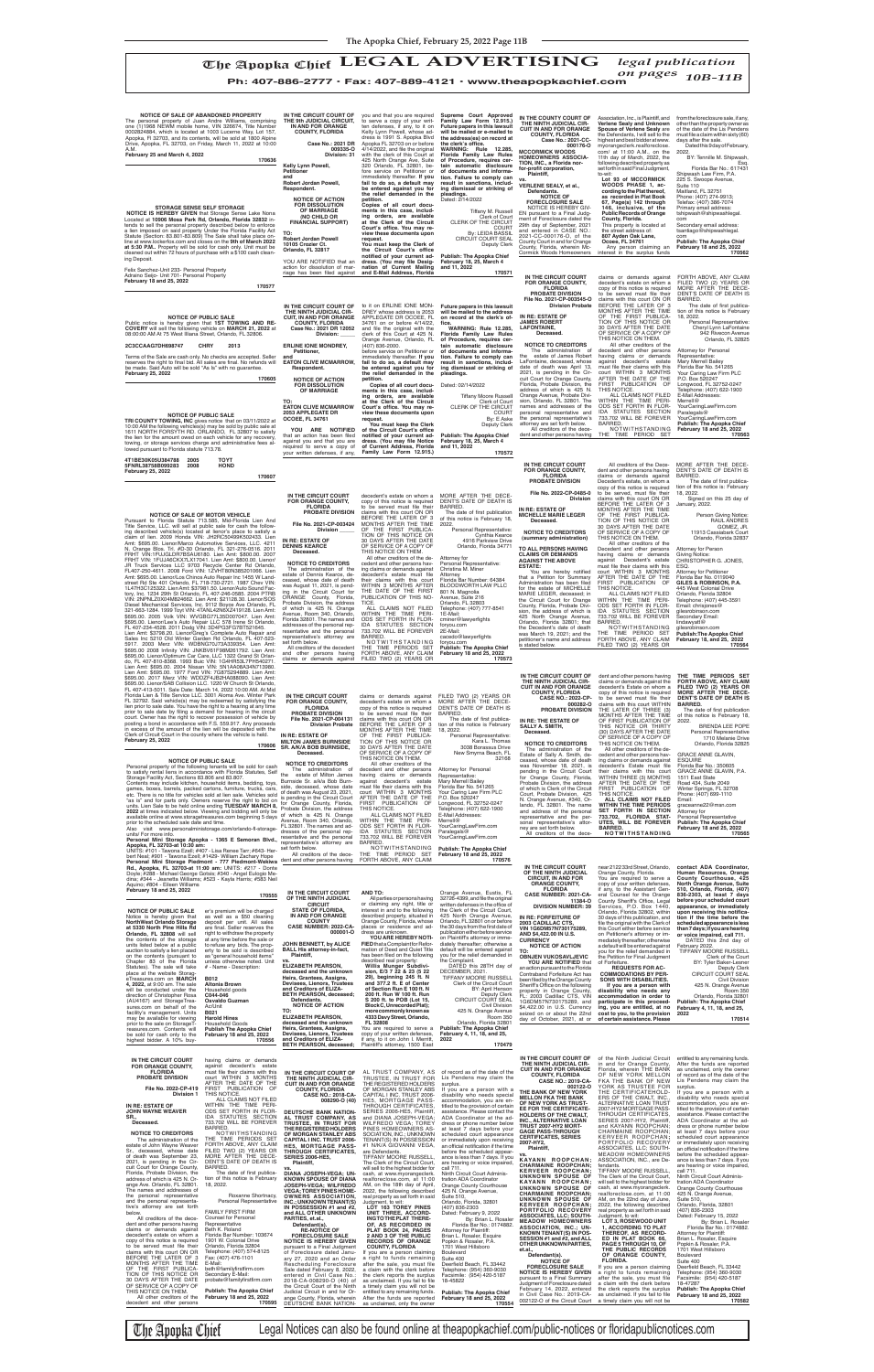**NOTICE OF SALE OF ABANDONED PROPERTY**

The personal property of Juan Andre Williams, comprising one (1)1968 NEWM mobile home, VIN 326874, Title Number 0002824884, which is located at 1003 Lucerne Way, Lot 157, Apopka, FL 32703, and its contents, will be sold at 1800 Alpine Drive, Apopka, FL 32703, on Friday, March 11, 2022 at 10:00 A.M.

**February 25 and March 4, 2022 170636**

**STORAGE SENSE SELF STORAGE**

**NOTICE IS HEREBY GIVEN** that Storage Sense Lake Nona Located at **10606 Moss Park Rd, Orlando, Florida 32832** intends to sell the personal property described below to enforce a lien imposed on said property Under the Florida Facility Act Statute (Section: 83.801-83.809) The Sale shall take place online at www.lockerfox.com and closes on the **9th of March 2022 at 5:30 P.M..** Property will be sold for cash only. Unit must be cleaned out within 72 hours of purchase with a $100 cash cleaning Deposit.

Felix Sanchez-Unit 233- Personal Property
Adriana Selje- Unit 731- Personal Property

**February 18 and 25, 2022 170577**

**NOTICE OF PUBLIC SALE**

Public notice is hereby given that **1ST TOWING AND RECOVERY** will sell the following vehicle on **MARCH 21, 2022** at 08:00:00 AM At 75 West Illiana Street, Orlando, FL 32806.

**2C3CCAAG7DH698747 CHRY 2013**

Terms of the Sale are cash only. No checks are accepted. Seller reserves the right to final bid. All sales are final. No refunds will be made. Said Auto will be sold "As Is" with no guarantee.

**February 25, 2022 170605**

**NOTICE OF PUBLIC SALE**

**TRI COUNTY TOWING, INC** gives notice that on 03/11/2022 at 10:00 AM the following vehicles(s) may be sold by public sale at 1611 NORTH FORSYTH RD. ORLANDO, FL 32807 to satisfy the lien for the amount owed on each vehicle for any recovery, towing, or storage services charges and administrative fees allowed pursuant to Florida statute 713.78.

**4T1BE30K05U384788 2005 TOYT**
**5FNRL38758B099283 2008 HOND**

**February 25, 2022 170607**

**NOTICE OF SALE OF MOTOR VEHICLE**

Pursuant to Florida Statute 713.585, Mid-Florida Lien And Title Service, LLC will sell at public sale for cash the following described vehicle(s) located at lienor's place to satisfy a claim of lien. 2009 Honda VIN: JHLRE38589C502430. Lien Amt: $695.00. Lienor/Marco Automotive Services, LLC. 4211 N. Orange Blos. Trl. #D-30 Orlando, FL 321-276-0518. 2011 FRHT VIN:1FUJGLDR7BSAU6180. Lien Amt: $800.00. 2007 FRHT VIN: 1FUJA6CK17LX17041. Lien Amt: $800.00. Lienor/ JR Truck Services LLC 9703 Recycle Center Rd Orlando, FL407-290-4611. 2008 Ford VIN: 1ZVHT80N385201066. Lien Amt: $695.00. Lienor/Los Chinos Auto Repair Inc 1455 W Landstreet Rd Ste 401 Orlando, FL 718-730-5721. 1987 Chev VIN: 1L47H3C125322. Lien Amt: $37061.50. Lienor/Auto Sound Factory, Inc. 1234 29th St Orlando, FL 407-246-0585. 2004 PTRB VIN: 2NPRLZ0X04M824662. Lien Amt: $21128.30. Lienor/SOS Diesel Mechanical Services, Inc. 9112 Boyce Ave Orlando, FL 321-663-1284. 1999 Toyt VIN: 4T4NLA2N6XZ419128. Lien Amt: $695.00. 2005 Volk VIN: WVGBG77L35D007047. Lien Amt: $695.00. Lienor/Leo's Auto Repair LLC 5210 Old Winter Garden Rd Orlando, FL 407-234-4528. 2011 Dodg VIN: 2D4RN4DG1BR752164S. Lien Amt: $2798.20. Lienor/Greg's Complete Auto Repair and Sales Inc 5210 Old Winter Garden Rd Orlando, FL 407-230-5917. 2003 Merz VIN: WDBNG70J73A339354. Lien Amt: $695.00 2008 Infinity VIN: JNKBV61F98M261792. Lien Amt: $695.00. Lienor/Optimum Car Care, LLC 1322 Grand St Orlando, FL 407-810-8368. 1993 Buic VIN: 1G4HR53L7PH540271. Lien Amt: $695.00. 2004 Nissan VIN: 5N1AA08A34N713980. Lien Amt: $695.00. 1977 Ford VIN: 7G87G234889. Lien Amt: $695.00. 2017 Merz VIN: WDDZF4JB2HA086090. Lien Amt: $695.00. Lienor/SAB Collision LLC. 1220 W Church St Orlando, FL 407-413-5011. Sale Date: March 14, 2022 10:00 AM. At Mid Florida Lien & Title Service LLC. 3001 Aloma Ave. Winter Park FL 32792. Said vehicle(s) may be redeemed by satisfying the lien prior to sale date. You have the right to a hearing at any time prior to sale date by filing a demand for hearing in the circuit court. Owner has the right to recover possession of vehicle by posting a bond in accordance with F.S. 559.917. Any proceeds in excess of the amount of the lien will be deposited with the Clerk of the Circuit Court in the county where the vehicle is held.

**February 25, 2022 170606**

**NOTICE OF PUBLIC SALE**

Personal property of the following tenants will be sold for cash to satisfy rental liens in accordance with Florida Statutes, Self Storage Facility Act, Sections 83.806 and 83.807.

Contents may include kitchen, household items, bedding, toys, games, boxes, barrels, packed cartons, furniture, trucks, cars, etc. There is no title for vehicles sold at lien sale. Vehicles sold "as is" and for parts only. Owners reserve the right to bid on units. Lien Sale to be held online ending **TUESDAY MARCH 8, 2022** at times indicated below. Viewing and bidding will only be available online at www.storagetreasures.com beginning 5 days prior to the scheduled sale date and time.

Also visit www.personalministorage.com/orlando-fl-storage-units/ For more info.

**Personal Mini Storage Apopka - 1365 E Semoran Blvd., Apopka, FL 32703-at 10:30 am:**

UNITS: #101 - Tawona Ezell; #407 - Lisa Renee Tarr; #643- Herbert Neal; #901 - Tawona Ezell; #1429- William Zachary Hope

**Personal Mini Storage Piedmont - 777 Piedmont-Wekiwa Rd., Apopka, FL 32703-at 11:00 am:** UNITS: #217 – Dante Doyle; #288 - Michael George Cotsis; #340 - Angel Eulogio Medina; #344 - Jeanette Williams; #523 - Kayla Harris; #583 Neil Aquino; #804 - Eileen Williams

**February 18 and 25, 2022 170555**

**NOTICE OF PUBLIC SALE**

Notice is hereby given that **NorthWest Orlando Storage at 5330 North Pine Hills Rd Orlando, FL 32808** will sell the contents of the storage units listed below at a public auction to satisfy a lien placed on the contents (pursuant to Chapter 83 of the Florida Statutes). The sale will take place at the website StorageTreasures.com on **MARCH 4, 2022,** at 10:00 am. The sale will be conducted under the direction of Christopher Rosa (AU4167) and StorageTreasures.com on behalf of the facility's management. Units may be available for viewing prior to the sale on StorageTreasures.com. Contents will be sold for cash only to the highest bidder. A 10% buyer's premium will be charged as well as a $50 cleaning deposit per unit. All sales are final. Seller reserves the right to withdraw the property at any time before the sale or to refuse any bids. The property to be sold is described as 'general household items' unless otherwise noted. Unit # - Name - Description:

**B012**
**Altonia Brown**
Household goods
**C044-046**
**Osvaldo Guzman**
Air Unit
**B021**
**Harold Hines**
Household Goods

**Publish The Apopka Chief February 18 and 25, 2022 170556**

**IN THE CIRCUIT COURT OF THE 9th JUDICIAL CIRCUIT, IN AND FOR ORANGE COUNTY, FLORIDA**

**Case No.: 2021 DR 009335-O**
**Division: 31**

**Kelly Lynn Powell, Petitioner**
**and**
**Robert Jordan Powell, Respondent.**

**NOTICE OF ACTION FOR DISSOLUTION OF MARRIAGE (NO CHILD OR FINANCIAL SUPPORT)**

**TO:**
**Robert Jordan Powell**
**10103 Crozier Ct.**
**Orlando, FL 32817**

YOU ARE NOTIFIED that an action for dissolution of marriage has been filed against you and that you are required to serve a copy of your written defenses, if any, to it on Kelly Lynn Powell, whose address is 1991 S. Apopka Blvd Apopka FL 32703 on or before 4/14/2022, and file the original with the clerk of this Court at 425 North Orange Ave. Suite 320 Orlando, FL 32801, before service on Petitioner or immediately thereafter. **If you fail to do so, a default may be entered against you for the relief demanded in the petition.**

**Copies of all court documents in this case, including orders, are available at the Clerk of the Circuit Court's office. You may review these documents upon request.**

**You must keep the Clerk of the Circuit Court's office notified of your current address. (You may file Designation of Current Mailing and E-Mail Address, Florida Supreme Court Approved Family Law Form 12.915.) Future papers in this lawsuit will be mailed or e-mailed to the address(es) on record at the clerk's office.**

**WARNING: Rule 12.285, Florida Family Law Rules of Procedure, requires certain automatic disclosure of documents and information. Failure to comply can result in sanctions, including dismissal or striking of pleadings.**

Dated: 2/14/2022

Tiffany M. Russell
Clerk of Court
CLERK OF THE CIRCUIT COURT
By: LEIDA BASSIL
CIRCUIT COURT SEAL
Deputy Clerk

**Publish: The Apopka Chief February 18, 25, March 4 and 11, 2022 170571**

**IN THE CIRCUIT COURT OF THE NINTH JUDICIAL CIRCUIT, IN AND FOR ORANGE COUNTY, FLORIDA**

**Case No.: 2021 DR 12052**
**Division: \_\_\_\_**

**ERLINE IONE MCMORREY, Petitioner,**
**and**
**EATON CLIVE MCMARROW, Respondent.**

**NOTICE OF ACTION FOR DISSOLUTION OF MARRIAGE**

**TO:**
**EATON CLIVE MCMARROW**
**2053 APPLEGATE DR OCOEE, FL 34761**

**YOU ARE NOTIFIED** that an action has been filed against you and that you are required to serve a copy of your written defenses, if any, to it on ERLINE IONE MCMORREY whose address is 2053 APPLEGATE DR OCOEE, FL 34761 on or before 4/14/22, and file the original with the clerk of this Court at 425 N. Orange Avenue, Orlando, FL (407) 836-2000, before service on Petitioner or immediately thereafter. **If you fail to do so, a default may be entered against you for the relief demanded in the petition.**

**Copies of all court documents in this case, including orders, are available at the Clerk of the Circuit Court's office. You may review these documents upon request.**

**You must keep the Clerk of the Circuit Court's office notified of your current address. (You may file Designation of Current Mailing and E-Mail Address, Florida Supreme Court Approved Family Law Form 12.915.) Future papers in this lawsuit will be mailed to the address on record at the clerk's office.**

**WARNING: Rule 12.285, Florida Family Law Rules of Procedure, requires certain automatic disclosure of documents and information. Failure to comply can result in sanctions, including dismissal or striking of pleadings.**

Dated: 02/14/2022

Tiffany Moore Russell
Clerk of Court
CLERK OF THE CIRCUIT COURT
By: E Aske
Deputy Clerk

**Publish: The Apopka Chief February 18, 25, March 4 and 11, 2022 170572**

**IN THE CIRCUIT COURT FOR ORANGE COUNTY, FLORIDA PROBATE DIVISION**

**File No. 2021-CP-003424**
**Division \_\_\_\_**

**IN RE: ESTATE OF DENNIS KEARCE, Deceased.**

**NOTICE TO CREDITORS**

The administration of the estate of Dennis Kearce, deceased, whose date of death was August 11, 2021, is pending in the Circuit Court for Orange County, Florida, Probate Division, the address of which is 425 N. Orange Avenue, Room 340, Orlando, Florida 32801. The names and addresses of the personal representative and the personal representative's attorney are set forth below.

All creditors of the decedent and other persons having claims or demands against decedent's estate on whom a copy of this notice is required to be served must file their claims with this court ON OR BEFORE THE LATER OF 3 MONTHS AFTER THE TIME OF THE FIRST PUBLICATION OF THIS NOTICE OR 30 DAYS AFTER THE DATE OF SERVICE OF A COPY OF THIS NOTICE ON THEM.

All other creditors of the decedent and other persons having claims or demands against decedent's estate must file their claims with this court WITHIN 3 MONTHS AFTER THE DATE OF THE FIRST PUBLICATION OF THIS NOTICE.

ALL CLAIMS NOT FILED WITHIN THE TIME PERIODS SET FORTH IN FLORIDA STATUTES SECTION 733.702 WILL BE FOREVER BARRED.

NOTWITHSTANDING THE TIME PERIODS SET FORTH ABOVE, ANY CLAIM FILED TWO (2) YEARS OR MORE AFTER THE DECEDENT'S DATE OF DEATH IS BARRED.

The date of first publication of this notice is February 18, 2022.

Personal Representative:
Cynthia Kearce
4916 Parkview Drive
Orlando, Florida 34771

Attorney for Personal Representative:
Christina M. Miner
Attorney
Florida Bar Number: 64384
BLOODWORTH LAW, PLLC
801 N. Magnolia Avenue, Suite 216
Orlando, FL 32803
Telephone: (407) 777-8541
Fax: (407) 2000
E-Mail: cminer@lawyerfights foryou.com
Secondary E-Mail: cassie@lawyerfights foryou.com

**Publish: The Apopka Chief February 18 and 25, 2022 170573**

**IN THE CIRCUIT COURT FOR ORANGE COUNTY, FLORIDA PROBATE DIVISION**

**File No. 2021-CP-004131**
**Division Probate**

**IN RE: ESTATE OF MILTON JAMES BURNSIDE SR. A/K/A BOB BURNSIDE, Deceased.**

**NOTICE TO CREDITORS**

The administration of the estate of Milton James Burnside Sr. a/k/a Bob Burnside, deceased, whose date of death was August 23, 2021, is pending in the Circuit Court for Orange County, Florida, Probate Division, the address of which is 425 N. Orange Avenue, Room 340, Orlando, FL 32801. The names and addresses of the personal representative and the personal representative's attorney are set forth below.

All creditors of the decedent and other persons having claims or demands against decedent's estate on whom a copy of this notice is required to be served must file their claims with this court ON OR BEFORE THE LATER OF 3 MONTHS AFTER THE TIME OF THE FIRST PUBLICATION OF THIS NOTICE OR 30 DAYS AFTER THE DATE OF SERVICE OF A COPY OF THIS NOTICE ON THEM.

All other creditors of the decedent and other persons having claims or demands against decedent's estate must file their claims with this court WITHIN 3 MONTHS AFTER THE DATE OF THE FIRST PUBLICATION OF THIS NOTICE.

ALL CLAIMS NOT FILED WITHIN THE TIME PERIODS SET FORTH IN FLORIDA STATUTES SECTION 733.702 WILL BE FOREVER BARRED.

NOTWITHSTANDING THE TIME PERIOD SET FORTH ABOVE, ANY CLAIM FILED TWO (2) YEARS OR MORE AFTER THE DECEDENT'S DATE OF DEATH IS BARRED.

The date of first publication of this notice is February 18, 2022.

Personal Representative:
Kara L. Thomas
3038 Bonassus Drive
New Smyrna Beach, FL 32168

Attorney for Personal Representative:
Mary Merrell Bailey
Florida Bar No. 541265
Your Caring Law Firm PLLC
P.O. Box 520247
Longwood, FL 32752-0247
Telephone: (407) 622-1900
E-Mail Addresses:
Merrell@YourCaringLawFirm.com
Paralegals@YourCaringLawFirm.com

**Publish: The Apopka Chief February 18 and 25, 2022 170576**

**IN THE CIRCUIT COURT OF THE NINTH JUDICIAL CIRCUIT STATE OF FLORIDA, IN AND FOR ORANGE COUNTY CASE NUMBER: 2022-CA-000001-O**

**JOHN BENNETT, by ALICE BALL His attorney-in-fact, Plaintiff,**
**vs.**
**ELIZABETH PEARSON, deceased and the unknown Heirs, Grantees, Assigns, Devisees, Lienors, Trustees and Creditors of ELIZABETH PEARSON, deceased; Defendants.**

**NOTICE OF ACTION**

**TO:**
**ELIZABETH PEARSON, deceased and the unknown Heirs, Grantees, Assigns, Devisees, Lienors, Trustees and Creditors of ELIZABETH PEARSON, deceased;**

**AND TO:**

All parties or persons having or claiming any right, title or interest in and to the following described property, situated in Orange County, Florida, whose places or residence and address are unknown.

**YOU ARE HEREBY NOTIFIED** that a Complaint for Reformation of Deed and Quiet Title has been filed on the following described real property:

**Willie Munger Subdivision, PB 'E', Pg 22 & 291, beginning 245 ft. N and 377.2 ft. E of Center of Section Run E 100 ft. N 200 ft. Run W 100 ft. Run S 200 ft. to POB (Lot 15, Block C, Unrecorded Plat); Section 05-22-28 Address: 4333 Davy Street, Orlando, FL 32808**

You are required to serve a copy of your written defenses, if any, to it on John I. Merritt, Plaintiff's attorney, 1500 East Orange Avenue, Eustis, FL 32726-4399, and file the original written defenses in the office of the Clerk of the Circuit Court, 425 North Orange Avenue, Orlando, FL 32801 on or before the 30 days from the first date of publication either before service on Plaintiff's attorney or immediately thereafter; otherwise a default will be entered against you for the relief demanded in the Complaint.

DATED this 28th day of DECEMBER, 2021.

TIFFANY MOORE RUSSELL
Clerk of the Circuit Court
BY: April Henson
Deputy Clerk
CIRCUIT COURT SEAL
Civil Division
425 N. Orange Avenue
Room 350
Orlando, Florida 32801

**Publish: The Apopka Chief February 4, 11, 18, and 25, 2022 170479**

**IN THE COUNTY COURT OF THE NINTH JUDICIAL CIRCUIT IN AND FOR ORANGE COUNTY, FLORIDA Case No.: 2021-CC-000176-O**

**MCCORMICK WOODS HOMEOWNERS ASSOCIATION, INC., a Florida not-for-profit corporation, Plaintiff,**
**vs.**
**VERLENE SEALY, et al., Defendants.**

**NOTICE OF FORECLOSURE SALE**

NOTICE IS HEREBY GIVEN pursuant to a Final Judgment of Foreclosure dated the 29th day of September, 2021 and entered in CASE NO.: 2021-CC-000176-O, of the County Court in and for Orange County, Florida, wherein McCormick Woods Homeowners Association, Inc., is Plaintiff, and **Verlene Sealy and Unknown Spouse of Verlene Sealy** are the Defendants, I will sell to the highest and best bidder at www.myorangeclerk.realforeclose.com/ at 11:00 A.M., on the 11th day of March, 2022, the following described property as set forth in said Final Judgment, to-wit:

**Lot 93 of MCCORMICK WOODS PHASE 1, according to the Plat thereof, as recorded in Plat Book 57, Page(s) 142 through 146, inclusive, of the Public Records of Orange County, Florida.**

This property is located at the street address of: **807 Ayden Oak Lane, Ocoee, FL 34761**

Any person claiming an interest in the surplus funds from the foreclosure sale, if any, other than the property owner as of the date of the Lis Pendens must file a claim within sixty (60) days after the sale.

Dated this 9 day of February, 2022.

BY: Tennille M. Shipwash, Esq.
Florida Bar No.: 617431
Shipwash Law Firm, P.A.
225 S. Swoope Avenue, Suite 110
Maitland, FL 32751
Phone: (407) 274-9913;
Telefax: (407) 386-7074
Primary email address: tshipwash@shipwashlegal.com
Secondary email address: tsantiago@shipwashlegal.com

**Publish: The Apopka Chief February 18 and 25, 2022 170562**

**IN THE CIRCUIT COURT FOR ORANGE COUNTY, FLORIDA PROBATE DIVISION File No. 2021-CP-003545-O Division Probate**

**IN RE: ESTATE OF JAMES ROBERT LAFONTAINE, Deceased.**

**NOTICE TO CREDITORS**

The administration of the estate of James Robert LaFontaine, deceased, whose date of death was April 13, 2021, is pending in the Circuit Court for Orange County Florida, Probate Division, the address of which is 425 N. Orange Avenue, Probate Division, Orlando, FL 32801. The names and addresses of the personal representative and the personal representative's attorney are set forth below.

All creditors of the decedent and other persons having claims or demands against decedent's estate on whom a copy of this notice is required to be served must file their claims with this court ON OR BEFORE THE LATER OF 3 MONTHS AFTER THE TIME OF THE FIRST PUBLICATION OF THIS NOTICE OR 30 DAYS AFTER THE DATE OF SERVICE OF A COPY OF THIS NOTICE ON THEM.

All other creditors of the decedent and other persons having claims or demands against decedent's estate must file their claims with this court WITHIN 3 MONTHS AFTER THE DATE OF THE FIRST PUBLICATION OF THIS NOTICE.

ALL CLAIMS NOT FILED WITHIN THE TIME PERIODS SET FORTH IN FLORIDA STATUTES SECTION 733.702 WILL BE FOREVER BARRED.

NOTWITHSTANDING THE TIME PERIOD SET FORTH ABOVE, ANY CLAIM FILED TWO (2) YEARS OR MORE AFTER THE DECEDENT'S DATE OF DEATH IS BARRED.

The date of first publication of this notice is February 18, 2022.

Personal Representative:
Cheryl Lynn LaFontaine
942 Weston Avenue
Orlando, FL 32825

Attorney for Personal Representative:
Mary Merrell Bailey
Florida Bar No. 541265
Your Caring Law Firm PLLC
P.O. Box 520247
Longwood, FL 32752-0247
Telephone: (407) 622-1900
E-Mail Addresses:
Merrell@YourCaringLawFirm.com
Paralegals@YourCaringLawFirm.com

**Publish: The Apopka Chief February 18 and 25, 2022 170563**

**IN THE CIRCUIT COURT FOR ORANGE COUNTY, FLORIDA PROBATE DIVISION**

**File No. 2022-CP-0485-O**
**Division**

**IN RE: ESTATE OF MICHELLE MARIE LEGER Deceased.**

**NOTICE TO CREDITORS (summary administration)**

**TO ALL PERSONS HAVING CLAIMS OR DEMANDS AGAINST THE ABOVE ESTATE:**

You are hereby notified that a Petition for Summary Administration has been filed for the estate of MICHELLE MARIE LEGER, deceased, in the Circuit Court for Orange County, Florida, Probate Division, the address of which is 425 North Orange Avenue, Orlando, Florida 32801; that the Decedent's date of death was March 19, 2021; and the petitioner's name and address is stated below.

All creditors of the Decedent and other persons having claims or demands against Decedent's estate, on whom a copy of this notice is required to be served must file their claims with this court ON OR BEFORE THE LATER OF 3 MONTHS AFTER THE TIME OF THE FIRST PUBLICATION OF THIS NOTICE OR 30 DAYS AFTER THE DATE OF SERVICE OF A COPY OF THIS NOTICE ON THEM.

All other creditors of the Decedent and other persons having claims or demands against Decedent's estate must file their claims with this court WITHIN 3 MONTHS AFTER THE DATE OF THE FIRST PUBLICATION OF THIS NOTICE.

ALL CLAIMS NOT FILED WITHIN THE TIME PERIODS SET FORTH IN FLORIDA STATUTES SECTION 733.702 WILL BE FOREVER BARRED.

NOTWITHSTANDING THE TIME PERIOD SET FORTH ABOVE, ANY CLAIM FILED TWO (2) YEARS OR MORE AFTER THE DECEDENT'S DATE OF DEATH IS BARRED.

The date of first publication of this notice is: February 18, 2022.

Signed on this 25 day of January, 2022.

Person Giving Notice:
RAUL ANDRES GOMEZ, JR.
11913 Cassadelia Court
Orlando, Florida 32837

Attorney for Person Giving Notice:
CHRISTOPHER G. JONES, ESQ.
Attorney for Petitioner
Florida Bar No. 0119040
**GILES & ROBINSON, P.A.**
445 West Colonial Drive
Orlando, Florida 32804
Telephone: (407) 425-3591
Email: cholmes@gilesrobinson.com
Secondary Email: eservice@gilesrobinson.com

**Publish: The Apopka Chief February 18 and 25, 2022 170564**

**IN THE CIRCUIT COURT OF THE NINTH JUDICIAL CIRCUIT, IN AND FOR ORANGE COUNTY, FLORIDA CASE NO.: 2022-CP-000282-O PROBATE DIVISION**

**IN RE: THE ESTATE OF SALLY A. SMITH, Deceased.**

**NOTICE TO CREDITORS**

The administration of the Estate of Sally A. Smith, deceased, whose date of death was November 18, 2021, is pending in the Circuit Court for Orange County, Florida, Probate Division, the address of which is Clerk of the Circuit Court, Probate Division, 425 N. Orange Avenue, #340, Orlando, FL 32801. The name and address of the personal representative and the personal representative's attorney are set forth below.

All creditors of the decedent and other persons having claims or demands against decedent's Estate on whom a copy of this notice is required to be served must file their claims with this court ON OR BEFORE THE LATER OF THREE (3) MONTHS AFTER THE TIME OF THE FIRST PUBLICATION OF THIS NOTICE OR THIRTY (30) DAYS AFTER THE DATE OF SERVICE OF A COPY OF THIS NOTICE ON THEM.

All other creditors of the decedent and other persons having claims or demands against decedent's estate must file their claims with this court WITHIN THREE (3) MONTHS AFTER THE DATE OF THE FIRST PUBLICATION OF THIS NOTICE.

**ALL CLAIMS NOT FILED WITHIN THE TIME PERIODS SET FORTH IN SECTION 733.702, FLORIDA STATUTES, WILL BE FOREVER BARRED.**

**NOTWITHSTANDING THE TIME PERIODS SET FORTH ABOVE, ANY CLAIM FILED TWO (2) YEARS OR MORE AFTER THE DECEDENT'S DATE OF DEATH IS BARRED.**

The date of first publication of this notice is February 18, 2022.

BRENDA LEE POPE
Personal Representative
1710 Melanie Drive
Orlando, Florida 32825

GRACE ANNE GLAVIN, ESQUIRE
Florida Bar No.: 350605
GRACE ANNE GLAVIN, P.A.
1511 East State Road 434, Suite 2049
Winter Springs, FL 32708
Phone: (407) 699-1110
Email: gaglavin@mail.com
Attorney for Personal Representative

**Publish: The Apopka Chief February 18 and 25, 2022 170565**

near 2122 33rd Street, Orlando, Orange County, Florida.

You are required to serve a copy of your written defenses, if any, to the Assistant General Counsel for the Orange County Sheriff's Office, Legal Services, P.O. Box 1440, Orlando, Florida 32802, within 30 days of this publication, and file the original with the Clerk of this Court either before service on Petitioner's attorney or immediately thereafter; otherwise a default will be entered against you for the relief demanded in the Petition for Final Judgment of Forfeiture.

**IN THE CIRCUIT COURT OF THE NINTH JUDICIAL CIRCUIT, IN AND FOR ORANGE COUNTY, FLORIDA CASE NUMBER: 2021-CA-11384-O DIVISION NUMBER: 39**

**IN RE: FORFEITURE OF 2003 CADILLAC CTS, VIN 1G6DM57N730175289, AND $4,422.00 IN U.S. CURRENCY**

**NOTICE OF ACTION**

**TO:**
**OBNJEN VUKOSAVLJEVIC**

**YOU ARE NOTIFIED** that an action pursuant to the Florida Contraband Forfeiture Act has been filed by the Orange County Sheriff's Office on the following property in Orange County, FL: 2003 Cadillac CTS, VIN 1G6DM57N730175289, and $4,422.00 in U.S. Currency seized on or about the 22nd day of October, 2021, at or

**REQUESTS FOR ACCOMMODATIONS BY PERSONS WITH DISABILITIES. If you are a person with a disability who needs any accommodation in order to participate in this proceeding, you are entitled, at no cost to you, to the provision of certain assistance. Please contact ADA Coordinator, Human Resources, Orange County Courthouse, 425 North Orange Avenue, Suite 510, Orlando, Florida, (407) 836-2303, at least 7 days before your scheduled court appearance, or immediately upon receiving this notification if the time before the scheduled appearance is less than 7 days; if you are hearing or voice impaired, call 711.**

DATED this 2nd day of February 2022.

TIFFANY MOORE RUSSELL
Clerk of the Court
BY: Tyler Bolen-Lesner
Deputy Clerk
CIRCUIT COURT SEAL
Civil Court Seal
425 N. Orange Avenue
Room 350
Orlando, Florida 32801

**Publish: The Apopka Chief February 4, 11, 18 and 25, 2022 170514**

**IN THE CIRCUIT COURT FOR ORANGE COUNTY, FLORIDA PROBATE DIVISION**

**File No. 2022-CP-419**
**Division 1**

**IN RE: ESTATE OF JOHN WAYNE WEAVER SR., Deceased.**

**NOTICE TO CREDITORS**

The administration of the estate of John Wayne Weaver Sr., deceased, whose date of death was September 23, 2021, is pending in the Circuit Court for Orange County, Florida, Probate Division, the address of which is 425 N. Orange Ave, Orlando, FL 32801. The names and addresses of the personal representative and the personal representative's attorney are set forth below.

All creditors of the decedent and other persons having claims or demands against decedent's estate on whom a copy of this notice is required to be served must file their claims with this court ON OR BEFORE THE LATER OF 3 MONTHS AFTER THE TIME OF THE FIRST PUBLICATION OF THIS NOTICE OR 30 DAYS AFTER THE DATE OF SERVICE OF A COPY OF THIS NOTICE ON THEM.

All other creditors of the decedent and other persons having claims or demands against decedent's estate must file their claims with this court WITHIN 3 MONTHS AFTER THE DATE OF THE FIRST PUBLICATION OF THIS NOTICE.

ALL CLAIMS NOT FILED WITHIN THE TIME PERIODS SET FORTH IN FLORIDA STATUTES SECTION 733.702 WILL BE FOREVER BARRED.

NOTWITHSTANDING THE TIME PERIODS SET FORTH ABOVE, ANY CLAIM FILED TWO (2) YEARS OR MORE AFTER THE DECEDENT'S DATE OF DEATH IS BARRED.

The date of first publication of this notice is February 18, 2022.

Roxanne Shortnacy,
Personal Representative

FAMILY FIRST FIRM
Counsel for Personal Representative
Beth K. Roland
Florida Bar Number: 103674
1901 W. Colonial Drive
Orlando, Florida 32804
Telephone: (407) 574-8125
Fax: (407) 476-1101
E-Mail: beth@familyfirstfirm.com
Secondary E-Mail: probate@familyfirstfirm.com

**Publish: The Apopka Chief February 18 and 25, 2022 170595**

**IN THE CIRCUIT COURT OF THE NINTH JUDICIAL CIRCUIT IN AND FOR ORANGE COUNTY, FLORIDA CASE NO.: 2018-CA-008390-O (40)**

**DEUTSCHE BANK NATIONAL TRUST COMPANY, AS TRUSTEE, IN TRUST FOR THE REGISTERED HOLDERS OF MORGAN STANLEY ABS CAPITAL I INC. TRUST 2006-HE5, MORTGAGE PASS-THROUGH CERTIFICATES, SERIES 2006-HE5, Plaintiff,**
**vs.**
**DIANA JOSEPH-VEGA; UNKNOWN SPOUSE OF DIANA JOSEPH-VEGA; WILFREDO VEGA; TOREY PINES HOMEOWNERS ASSOCIATION, INC.; UNKNOWN TENANT(S) IN POSSESSION #1 and #2, and ALL OTHER UNKNOWN PARTIES, et al., Defendant(s).**

**RE-NOTICE OF FORECLOSURE SALE**

**NOTICE IS HEREBY GIVEN** pursuant to a Final Judgment of Foreclosure dated January 11, 2019 and an Order Rescheduling Foreclosure Sale dated February 8, 2022, entered in Civil Case No.: 2018-CA-008390-O (40) of the Circuit Court of the Ninth Judicial Circuit in and for Orange County, Florida, wherein DEUTSCHE BANK NATIONAL TRUST COMPANY, AS TRUSTEE, IN TRUST FOR THE REGISTERED HOLDERS OF MORGAN STANLEY ABS CAPITAL I INC. TRUST 2006-HE5, MORTGAGE PASS-THROUGH CERTIFICATES, SERIES 2006-HE5, Plaintiff, and DIANA JOSEPH-VEGA; WILFREDO VEGA; TOREY PINES HOMEOWNERS ASSOCIATION, INC.; UNKNOWN TENANT(S) IN POSSESSION #1 N/K/A GIOVANNI VEGA, are Defendants.

TIFFANY MOORE RUSSELL, The Clerk of the Circuit Court, will sell to the highest bidder for cash, at www.myorangeclerk.realforeclose.com, at 11:00 AM, on the 16th day of March, 2022, the following described real property as set forth in said Judgment, to wit:

**LOT 183, TOREY PINES - SECTION THREE, ACCORDING TO THE PLAT THEREOF, AS RECORDED IN PLAT BOOK 24, PAGES 5 AND 6 OF THE PUBLIC RECORDS OF ORANGE COUNTY, FLORIDA**

If you are a person claiming a right to funds remaining after the sale, you must file a claim with the clerk before the clerk reports the surplus as unclaimed. If you fail to file a timely claim you will not be entitled to any remaining funds. After the funds are reported as unclaimed, only the owner of record as of the date of the Lis Pendens may claim the surplus.

If you are a person with a disability who needs special accommodation, you are entitled to the provision of certain assistance. Please contact the ADA Coordinator at the address or phone number below at least 7 days before your scheduled court appearance, or immediately upon receiving an official notification if the time before the scheduled appearance is less than 7 days. If you are hearing or voice impaired, call 711.

Ninth Circuit Court Administration ADA Coordinator
Orange County Courthouse
425 N. Orange Avenue, Suite 510,
Orlando, Florida, 32801
(407) 836-2303

Dated: February 9, 2022

By: Brian L. Rosaler
Florida Bar No.: 0174882
Attorney for Plaintiff:
Brian L. Rosaler, Esquire
Popkin & Rosaler, P.A.
1701 West Hillsboro Boulevard
Suite 400
Deerfield Beach, FL 33442
Telephone: (954) 360-9030
Facsimile: (954) 420-5187
18-45822

**Publish: The Apopka Chief February 18 and 25, 2022 170554**

**IN THE CIRCUIT COURT OF THE NINTH JUDICIAL CIRCUIT IN AND FOR ORANGE COUNTY, FLORIDA CASE NO.: 2019-CA-002122-O**

**THE BANK OF NEW YORK MELLON FKA THE BANK OF NEW YORK AS TRUSTEE FOR THE CERTIFICATEHOLDERS OF THE CWALT, INC., ALTERNATIVE LOAN TRUST 2007-HY2 MORTGAGE PASS-THROUGH CERTIFICATES, SERIES 2007-HY2, Plaintiff,**
**vs.**
**KAYANN ROOPCHAN; CHARMAINE ROOPCHAN; KERVEER ROOPCHAN; UNKNOWN SPOUSE OF KAYANN ROOPCHAN; UNKNOWN SPOUSE OF CHARMAINE ROOPCHAN; UNKNOWN SPOUSE OF KERVEER ROOPCHAN; PORTFOLIO RECOVERY ASSOCIATES, LLC; SOUTH-MEADOW HOMEOWNERS ASSOCIATION, INC.; UNKNOWN TENANT(S) IN POSSESSION #1 and #2, and ALL OTHER UNKNOWN PARTIES, et al., Defendant(s).**

**NOTICE OF FORECLOSURE SALE**

**NOTICE IS HEREBY GIVEN** pursuant to a Final Judgment of Foreclosure dated February 14, 2022, entered in Civil Case No.: 2019-CA-002122-O of the Circuit Court of the Ninth Judicial Circuit in and for Orange County, Florida, wherein THE BANK OF NEW YORK MELLON FKA THE BANK OF NEW YORK AS TRUSTEE FOR THE CERTIFICATEHOLDERS OF THE CWALT, INC., ALTERNATIVE LOAN TRUST 2007-HY2 MORTGAGE PASS-THROUGH CERTIFICATES, SERIES 2007-HY2, Plaintiff, and KAYANN ROOPCHAN; CHARMAINE ROOPCHAN; KERVEER ROOPCHAN; PORTFOLIO RECOVERY ASSOCIATES, LLC; SOUTH-MEADOW HOMEOWNERS ASSOCIATION, INC., are Defendants.

TIFFANY MOORE RUSSELL, The Clerk of the Circuit Court, will sell to the highest bidder for cash, at www.myorangeclerk.realforeclose.com, at 11:00 AM, on the 22nd day of June, 2022, the following described real property as set forth in said Judgment, to wit:

**LOT 3, ROSEWOOD UNIT 1, ACCORDING TO PLAT THEREOF, AS RECORDED IN PLAT BOOK 6, PAGES THROUGH 19, OF THE PUBLIC RECORDS OF ORANGE COUNTY, FLORIDA.**

If you are a person claiming a right to funds remaining after the sale, you must file a claim with the clerk before the clerk reports the surplus as unclaimed. If you fail to file a timely claim you will not be entitled to any remaining funds. After the funds are reported as unclaimed, only the owner of record as of the date of the Lis Pendens may claim the surplus.

If you are a person with a disability who needs special accommodation, you are entitled to the provision of certain assistance. Please contact the ADA Coordinator at the address or phone number below at least 7 days before your scheduled court appearance, or immediately upon receiving an official notification if the time before the scheduled appearance is less than 7 days. If you are hearing or voice impaired, call 711.

Ninth Circuit Court Administration ADA Coordinator
Orange County Courthouse
425 N. Orange Avenue, Suite 510,
Orlando, Florida, 32801
(407) 836-2303

Dated: February 15, 2022

By: Brian L. Rosaler
Florida Bar No.: 0174882
Attorney for Plaintiff:
Brian L. Rosaler, Esquire
Popkin & Rosaler, P.A.
1701 West Hillsboro Boulevard
Suite 400
Deerfield Beach, FL 33442
Telephone: (954) 360-9030
Facsimile: (954) 420-5187
18-47287

**Publish: The Apopka Chief February 18 and 25, 2022 170582**